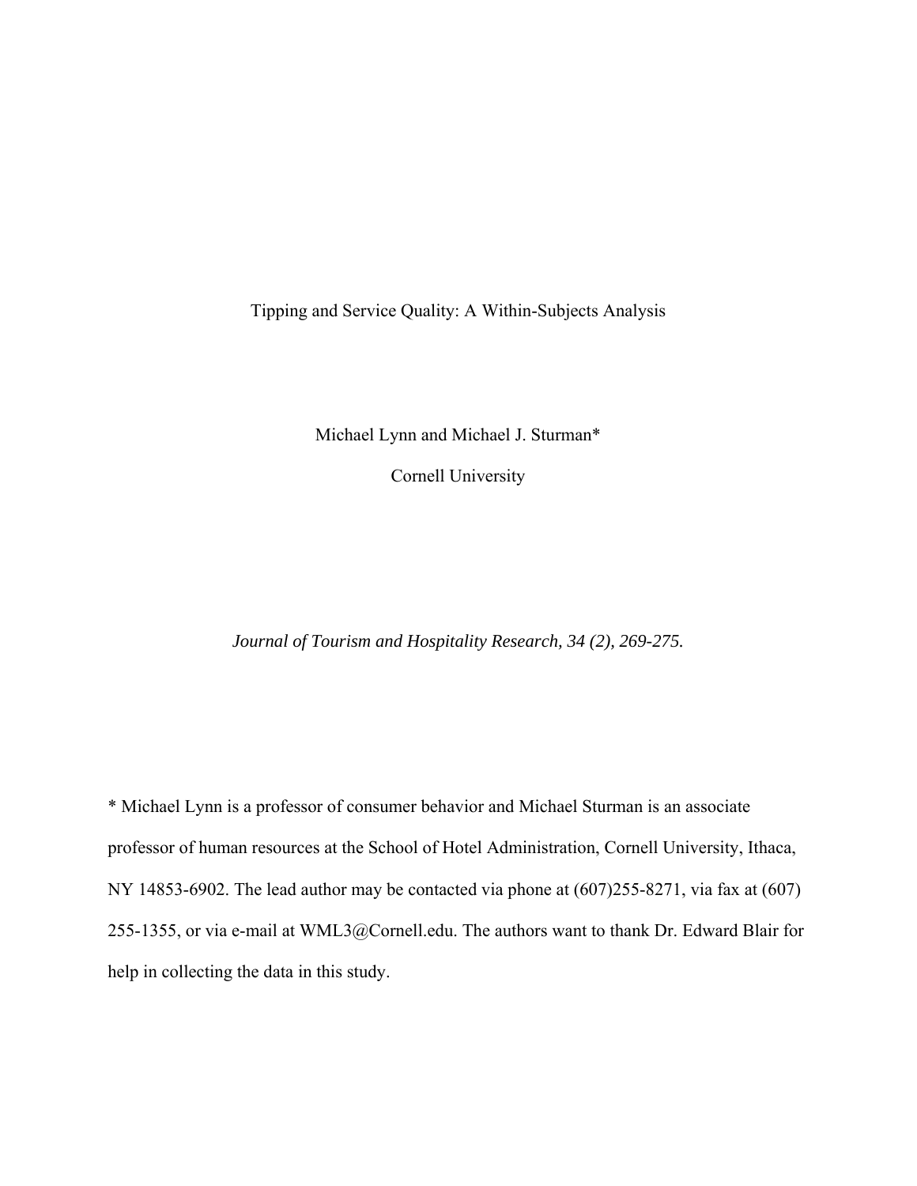# Tipping and Service Quality: A Within-Subjects Analysis

Michael Lynn and Michael J. Sturman*

Cornell University

*Journal of Tourism and Hospitality Research, 34 (2), 269-275.*

* Michael Lynn is a professor of consumer behavior and Michael Sturman is an associate professor of human resources at the School of Hotel Administration, Cornell University, Ithaca, NY 14853-6902. The lead author may be contacted via phone at (607)255-8271, via fax at (607) 255-1355, or via e-mail at WML3@Cornell.edu. The authors want to thank Dr. Edward Blair for help in collecting the data in this study.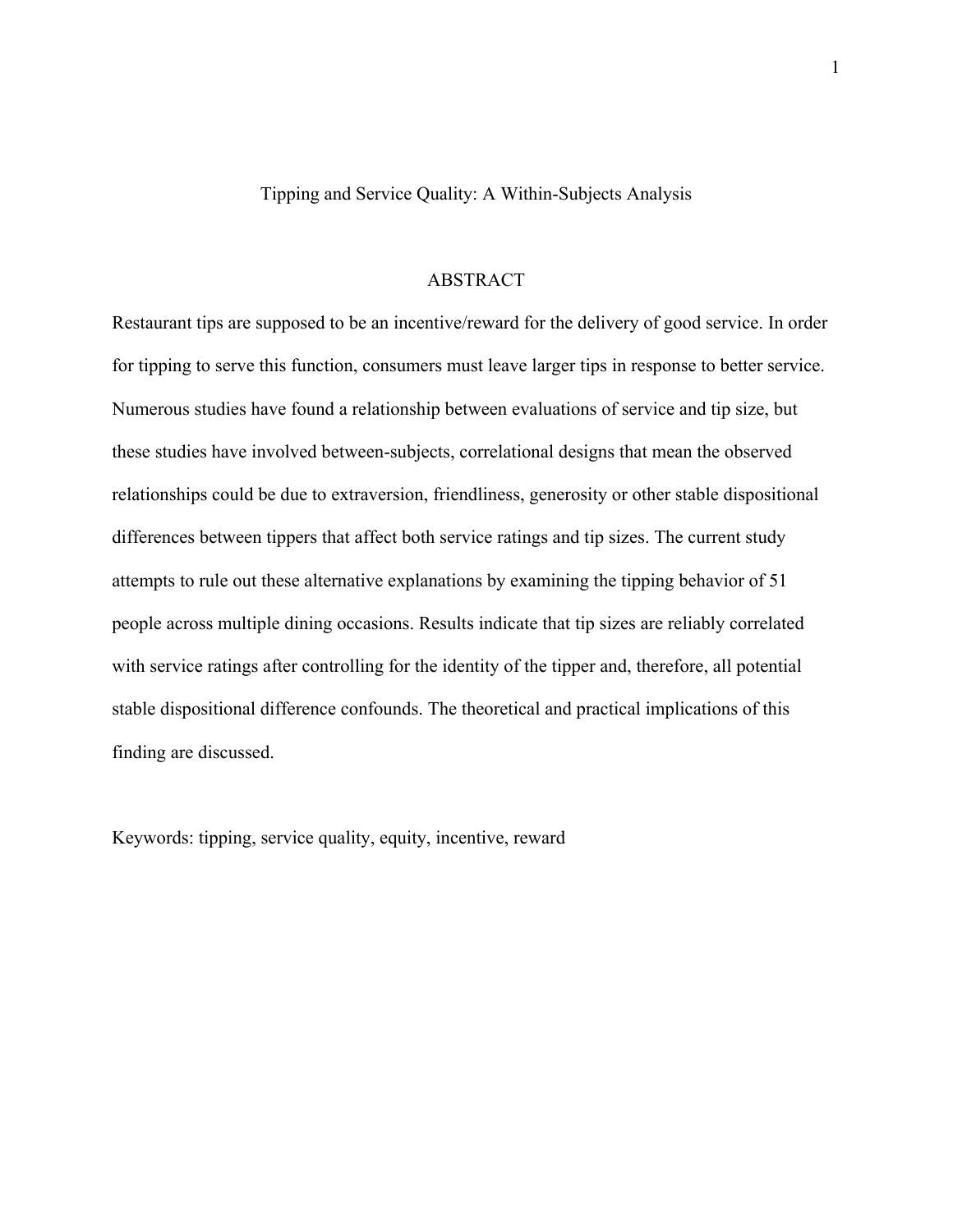# Tipping and Service Quality: A Within-Subjects Analysis

## ABSTRACT

Restaurant tips are supposed to be an incentive/reward for the delivery of good service. In order for tipping to serve this function, consumers must leave larger tips in response to better service. Numerous studies have found a relationship between evaluations of service and tip size, but these studies have involved between-subjects, correlational designs that mean the observed relationships could be due to extraversion, friendliness, generosity or other stable dispositional differences between tippers that affect both service ratings and tip sizes. The current study attempts to rule out these alternative explanations by examining the tipping behavior of 51 people across multiple dining occasions. Results indicate that tip sizes are reliably correlated with service ratings after controlling for the identity of the tipper and, therefore, all potential stable dispositional difference confounds. The theoretical and practical implications of this finding are discussed.

Keywords: tipping, service quality, equity, incentive, reward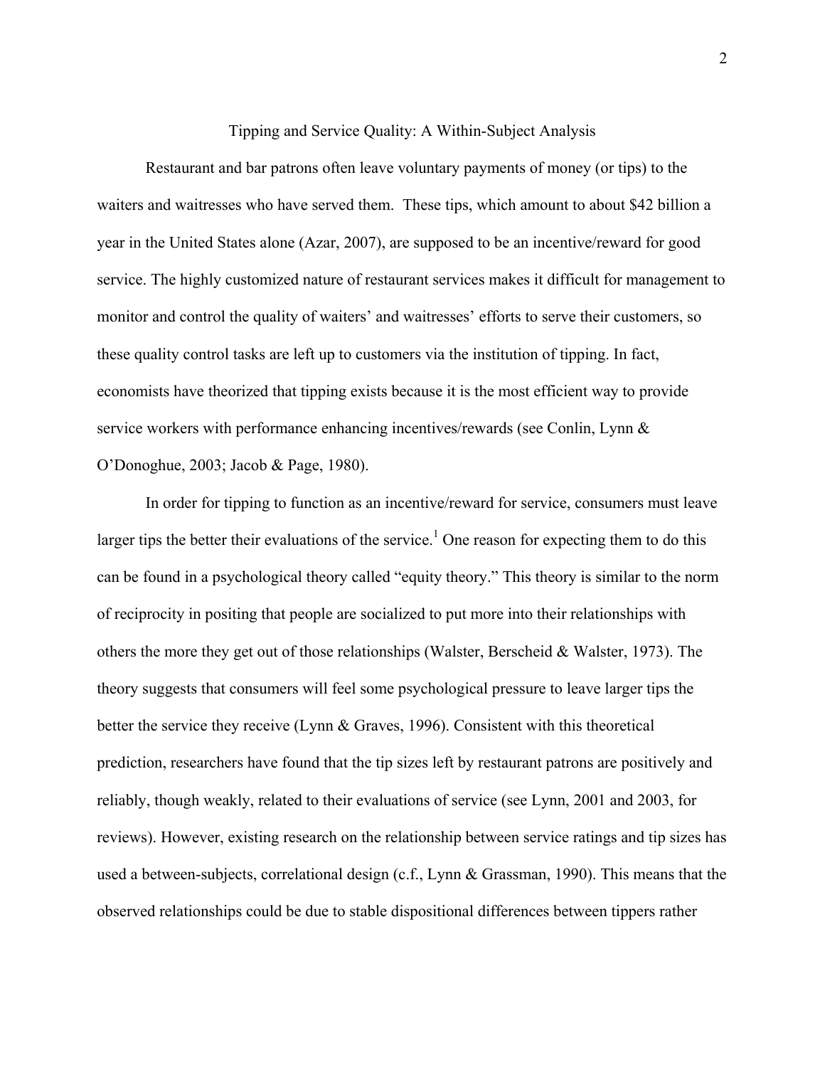## Tipping and Service Quality: A Within-Subject Analysis

Restaurant and bar patrons often leave voluntary payments of money (or tips) to the waiters and waitresses who have served them. These tips, which amount to about $42 billion a year in the United States alone (Azar, 2007), are supposed to be an incentive/reward for good service. The highly customized nature of restaurant services makes it difficult for management to monitor and control the quality of waiters' and waitresses' efforts to serve their customers, so these quality control tasks are left up to customers via the institution of tipping. In fact, economists have theorized that tipping exists because it is the most efficient way to provide service workers with performance enhancing incentives/rewards (see Conlin, Lynn & O'Donoghue, 2003; Jacob & Page, 1980).

In order for tipping to function as an incentive/reward for service, consumers must leave larger tips the better their evaluations of the service.[1] One reason for expecting them to do this can be found in a psychological theory called "equity theory." This theory is similar to the norm of reciprocity in positing that people are socialized to put more into their relationships with others the more they get out of those relationships (Walster, Berscheid & Walster, 1973). The theory suggests that consumers will feel some psychological pressure to leave larger tips the better the service they receive (Lynn & Graves, 1996). Consistent with this theoretical prediction, researchers have found that the tip sizes left by restaurant patrons are positively and reliably, though weakly, related to their evaluations of service (see Lynn, 2001 and 2003, for reviews). However, existing research on the relationship between service ratings and tip sizes has used a between-subjects, correlational design (c.f., Lynn & Grassman, 1990). This means that the observed relationships could be due to stable dispositional differences between tippers rather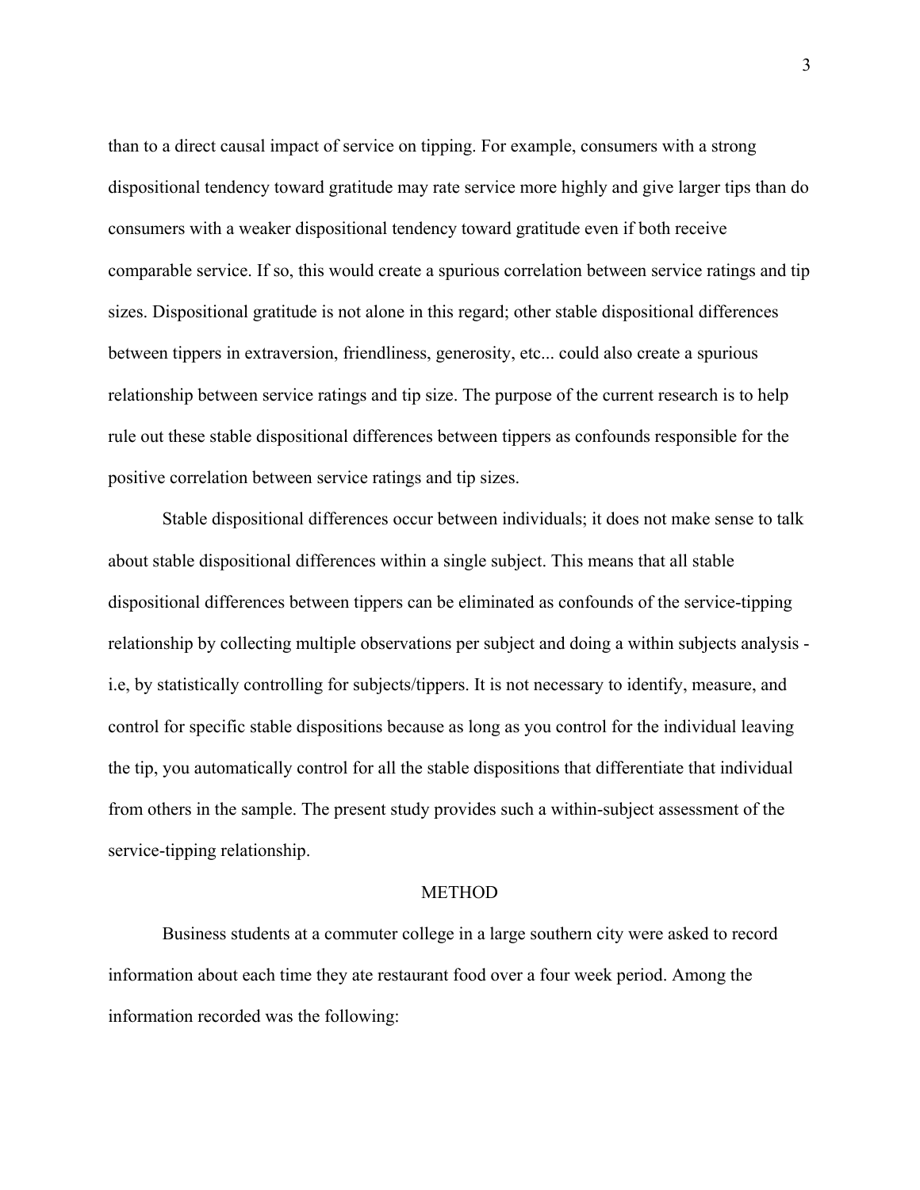than to a direct causal impact of service on tipping. For example, consumers with a strong dispositional tendency toward gratitude may rate service more highly and give larger tips than do consumers with a weaker dispositional tendency toward gratitude even if both receive comparable service. If so, this would create a spurious correlation between service ratings and tip sizes. Dispositional gratitude is not alone in this regard; other stable dispositional differences between tippers in extraversion, friendliness, generosity, etc... could also create a spurious relationship between service ratings and tip size. The purpose of the current research is to help rule out these stable dispositional differences between tippers as confounds responsible for the positive correlation between service ratings and tip sizes.

Stable dispositional differences occur between individuals; it does not make sense to talk about stable dispositional differences within a single subject. This means that all stable dispositional differences between tippers can be eliminated as confounds of the service-tipping relationship by collecting multiple observations per subject and doing a within subjects analysis - i.e, by statistically controlling for subjects/tippers. It is not necessary to identify, measure, and control for specific stable dispositions because as long as you control for the individual leaving the tip, you automatically control for all the stable dispositions that differentiate that individual from others in the sample. The present study provides such a within-subject assessment of the service-tipping relationship.

## METHOD

Business students at a commuter college in a large southern city were asked to record information about each time they ate restaurant food over a four week period. Among the information recorded was the following: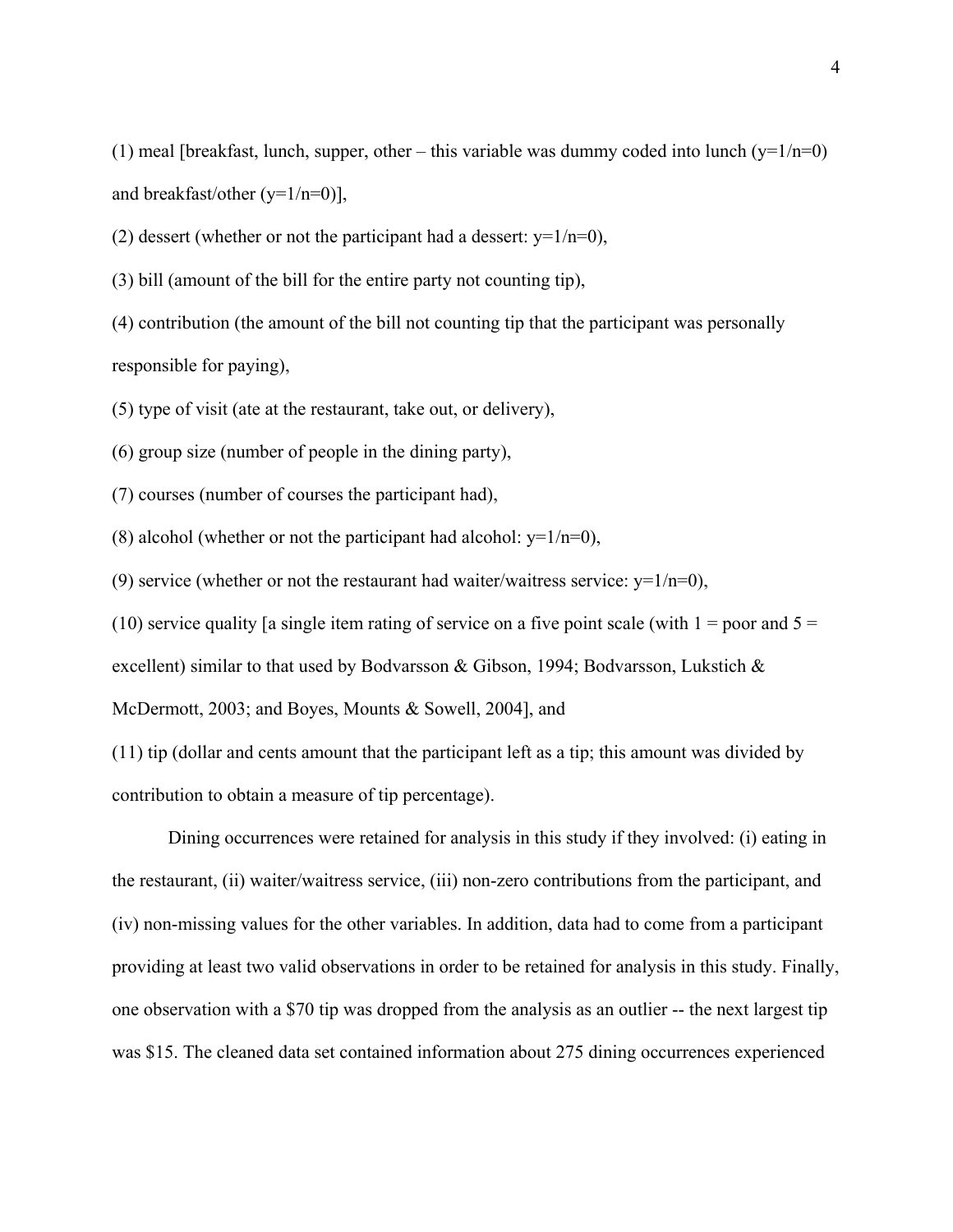(1) meal [breakfast, lunch, supper, other – this variable was dummy coded into lunch (y=1/n=0) and breakfast/other (y=1/n=0)],

(2) dessert (whether or not the participant had a dessert: y=1/n=0),

(3) bill (amount of the bill for the entire party not counting tip),

(4) contribution (the amount of the bill not counting tip that the participant was personally responsible for paying),

(5) type of visit (ate at the restaurant, take out, or delivery),

(6) group size (number of people in the dining party),

(7) courses (number of courses the participant had),

(8) alcohol (whether or not the participant had alcohol: y=1/n=0),

(9) service (whether or not the restaurant had waiter/waitress service: y=1/n=0),

(10) service quality [a single item rating of service on a five point scale (with 1 = poor and 5 = excellent) similar to that used by Bodvarsson & Gibson, 1994; Bodvarsson, Lukstich & McDermott, 2003; and Boyes, Mounts & Sowell, 2004], and

(11) tip (dollar and cents amount that the participant left as a tip; this amount was divided by contribution to obtain a measure of tip percentage).

Dining occurrences were retained for analysis in this study if they involved: (i) eating in the restaurant, (ii) waiter/waitress service, (iii) non-zero contributions from the participant, and (iv) non-missing values for the other variables. In addition, data had to come from a participant providing at least two valid observations in order to be retained for analysis in this study. Finally, one observation with a $70 tip was dropped from the analysis as an outlier -- the next largest tip was $15. The cleaned data set contained information about 275 dining occurrences experienced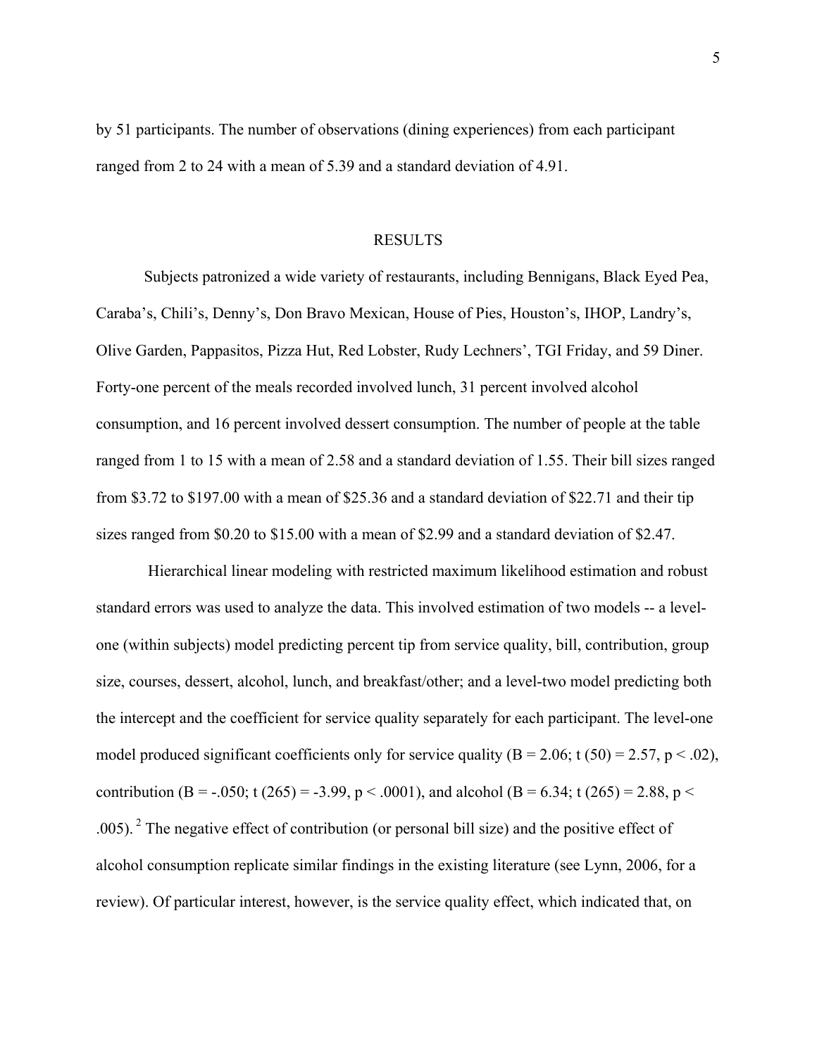by 51 participants. The number of observations (dining experiences) from each participant ranged from 2 to 24 with a mean of 5.39 and a standard deviation of 4.91.

## RESULTS

Subjects patronized a wide variety of restaurants, including Bennigans, Black Eyed Pea, Caraba's, Chili's, Denny's, Don Bravo Mexican, House of Pies, Houston's, IHOP, Landry's, Olive Garden, Pappasitos, Pizza Hut, Red Lobster, Rudy Lechners', TGI Friday, and 59 Diner. Forty-one percent of the meals recorded involved lunch, 31 percent involved alcohol consumption, and 16 percent involved dessert consumption. The number of people at the table ranged from 1 to 15 with a mean of 2.58 and a standard deviation of 1.55. Their bill sizes ranged from \$3.72 to \$197.00 with a mean of \$25.36 and a standard deviation of \$22.71 and their tip sizes ranged from \$0.20 to \$15.00 with a mean of \$2.99 and a standard deviation of \$2.47.

Hierarchical linear modeling with restricted maximum likelihood estimation and robust standard errors was used to analyze the data. This involved estimation of two models -- a level-one (within subjects) model predicting percent tip from service quality, bill, contribution, group size, courses, dessert, alcohol, lunch, and breakfast/other; and a level-two model predicting both the intercept and the coefficient for service quality separately for each participant. The level-one model produced significant coefficients only for service quality ($B = 2.06$; $t(50) = 2.57$, $p < .02$), contribution ($B = -.050$; $t(265) = -3.99$, $p < .0001$), and alcohol ($B = 6.34$; $t(265) = 2.88$, $p < .005$). [2] The negative effect of contribution (or personal bill size) and the positive effect of alcohol consumption replicate similar findings in the existing literature (see Lynn, 2006, for a review). Of particular interest, however, is the service quality effect, which indicated that, on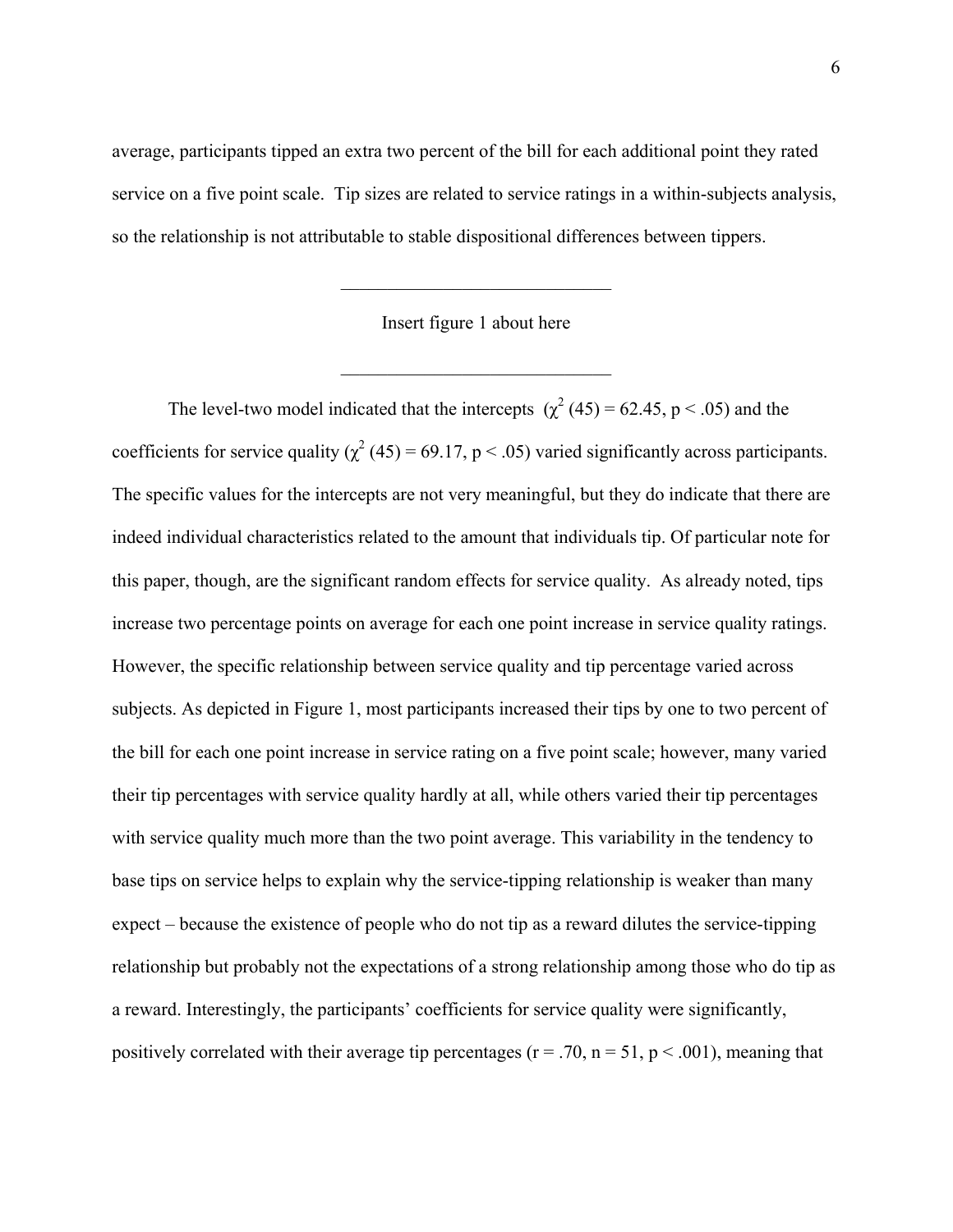average, participants tipped an extra two percent of the bill for each additional point they rated service on a five point scale. Tip sizes are related to service ratings in a within-subjects analysis, so the relationship is not attributable to stable dispositional differences between tippers.

______________________________

Insert figure 1 about here

______________________________

The level-two model indicated that the intercepts ($\chi^2$ (45) = 62.45, $p < .05$) and the coefficients for service quality ($\chi^2$ (45) = 69.17, $p < .05$) varied significantly across participants. The specific values for the intercepts are not very meaningful, but they do indicate that there are indeed individual characteristics related to the amount that individuals tip. Of particular note for this paper, though, are the significant random effects for service quality. As already noted, tips increase two percentage points on average for each one point increase in service quality ratings. However, the specific relationship between service quality and tip percentage varied across subjects. As depicted in Figure 1, most participants increased their tips by one to two percent of the bill for each one point increase in service rating on a five point scale; however, many varied their tip percentages with service quality hardly at all, while others varied their tip percentages with service quality much more than the two point average. This variability in the tendency to base tips on service helps to explain why the service-tipping relationship is weaker than many expect – because the existence of people who do not tip as a reward dilutes the service-tipping relationship but probably not the expectations of a strong relationship among those who do tip as a reward. Interestingly, the participants' coefficients for service quality were significantly, positively correlated with their average tip percentages ($r = .70$, $n = 51$, $p < .001$), meaning that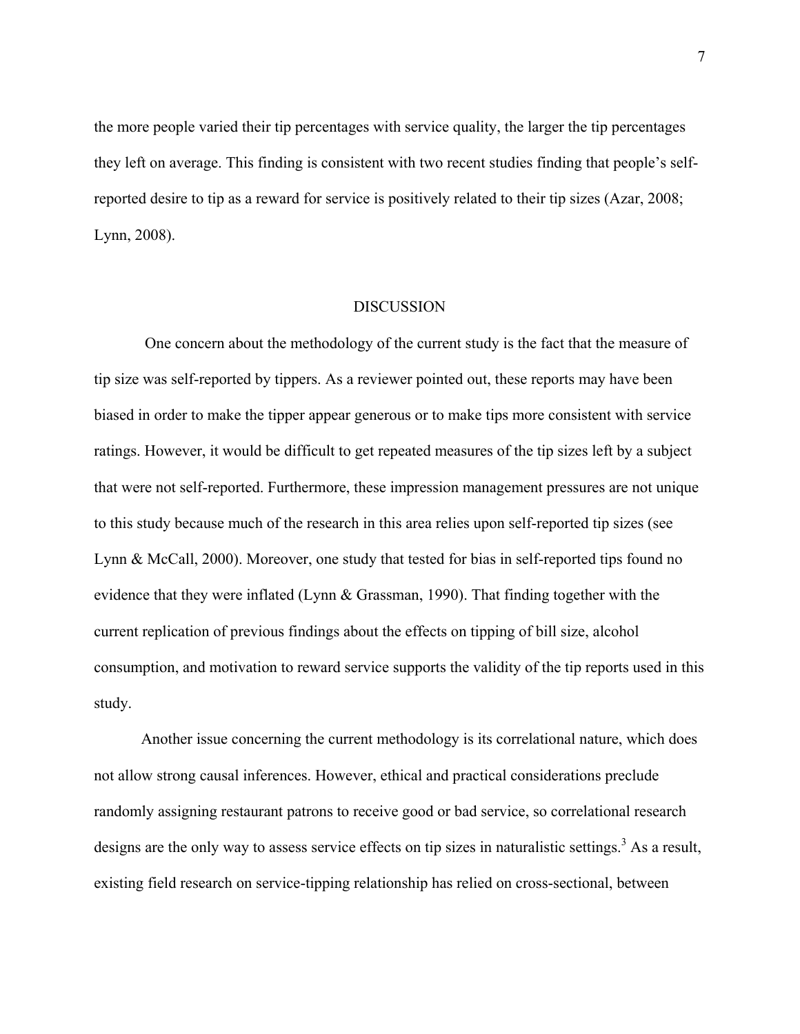the more people varied their tip percentages with service quality, the larger the tip percentages they left on average. This finding is consistent with two recent studies finding that people's self-reported desire to tip as a reward for service is positively related to their tip sizes (Azar, 2008; Lynn, 2008).

## DISCUSSION

One concern about the methodology of the current study is the fact that the measure of tip size was self-reported by tippers. As a reviewer pointed out, these reports may have been biased in order to make the tipper appear generous or to make tips more consistent with service ratings. However, it would be difficult to get repeated measures of the tip sizes left by a subject that were not self-reported. Furthermore, these impression management pressures are not unique to this study because much of the research in this area relies upon self-reported tip sizes (see Lynn & McCall, 2000). Moreover, one study that tested for bias in self-reported tips found no evidence that they were inflated (Lynn & Grassman, 1990). That finding together with the current replication of previous findings about the effects on tipping of bill size, alcohol consumption, and motivation to reward service supports the validity of the tip reports used in this study.

Another issue concerning the current methodology is its correlational nature, which does not allow strong causal inferences. However, ethical and practical considerations preclude randomly assigning restaurant patrons to receive good or bad service, so correlational research designs are the only way to assess service effects on tip sizes in naturalistic settings.[3] As a result, existing field research on service-tipping relationship has relied on cross-sectional, between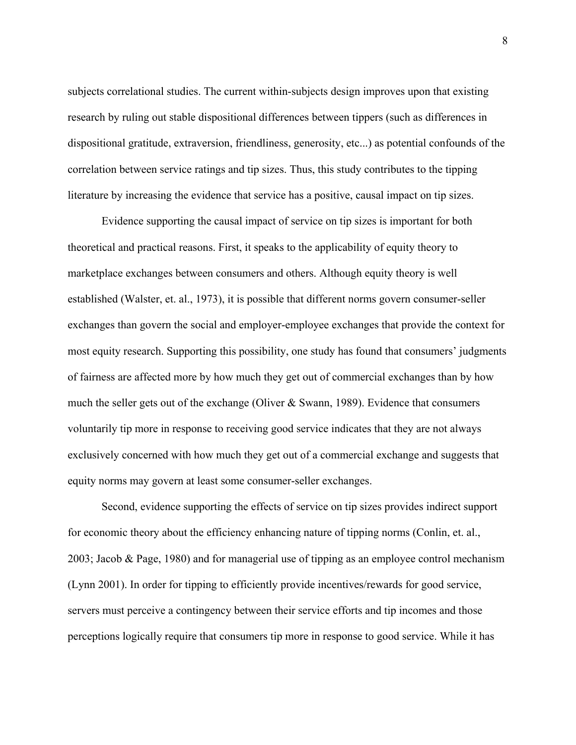subjects correlational studies. The current within-subjects design improves upon that existing research by ruling out stable dispositional differences between tippers (such as differences in dispositional gratitude, extraversion, friendliness, generosity, etc...) as potential confounds of the correlation between service ratings and tip sizes. Thus, this study contributes to the tipping literature by increasing the evidence that service has a positive, causal impact on tip sizes.

Evidence supporting the causal impact of service on tip sizes is important for both theoretical and practical reasons. First, it speaks to the applicability of equity theory to marketplace exchanges between consumers and others. Although equity theory is well established (Walster, et. al., 1973), it is possible that different norms govern consumer-seller exchanges than govern the social and employer-employee exchanges that provide the context for most equity research. Supporting this possibility, one study has found that consumers' judgments of fairness are affected more by how much they get out of commercial exchanges than by how much the seller gets out of the exchange (Oliver & Swann, 1989). Evidence that consumers voluntarily tip more in response to receiving good service indicates that they are not always exclusively concerned with how much they get out of a commercial exchange and suggests that equity norms may govern at least some consumer-seller exchanges.

Second, evidence supporting the effects of service on tip sizes provides indirect support for economic theory about the efficiency enhancing nature of tipping norms (Conlin, et. al., 2003; Jacob & Page, 1980) and for managerial use of tipping as an employee control mechanism (Lynn 2001). In order for tipping to efficiently provide incentives/rewards for good service, servers must perceive a contingency between their service efforts and tip incomes and those perceptions logically require that consumers tip more in response to good service. While it has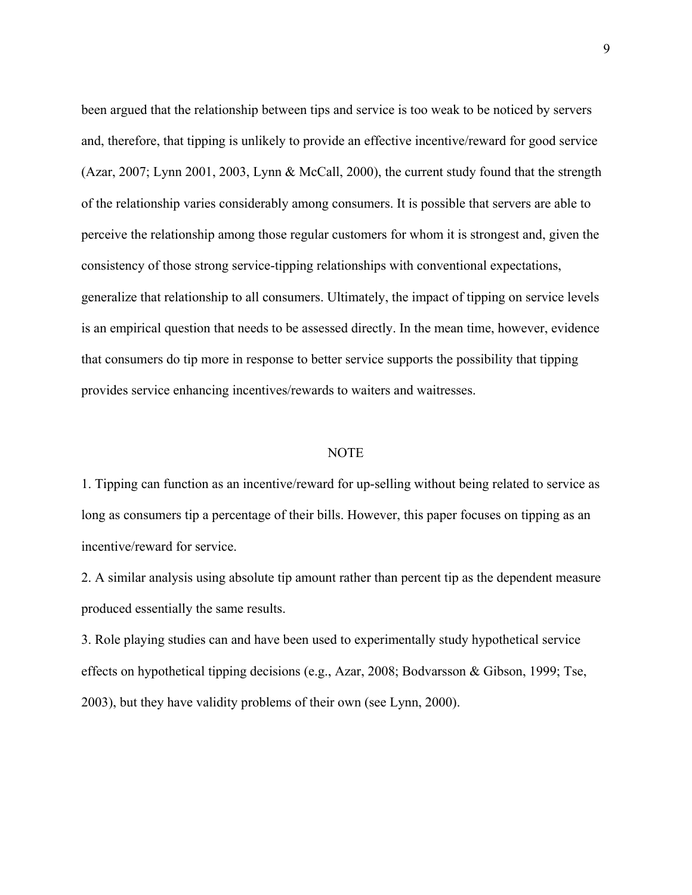been argued that the relationship between tips and service is too weak to be noticed by servers and, therefore, that tipping is unlikely to provide an effective incentive/reward for good service (Azar, 2007; Lynn 2001, 2003, Lynn & McCall, 2000), the current study found that the strength of the relationship varies considerably among consumers. It is possible that servers are able to perceive the relationship among those regular customers for whom it is strongest and, given the consistency of those strong service-tipping relationships with conventional expectations, generalize that relationship to all consumers. Ultimately, the impact of tipping on service levels is an empirical question that needs to be assessed directly. In the mean time, however, evidence that consumers do tip more in response to better service supports the possibility that tipping provides service enhancing incentives/rewards to waiters and waitresses.

## NOTE

1. Tipping can function as an incentive/reward for up-selling without being related to service as long as consumers tip a percentage of their bills. However, this paper focuses on tipping as an incentive/reward for service.
2. A similar analysis using absolute tip amount rather than percent tip as the dependent measure produced essentially the same results.
3. Role playing studies can and have been used to experimentally study hypothetical service effects on hypothetical tipping decisions (e.g., Azar, 2008; Bodvarsson & Gibson, 1999; Tse, 2003), but they have validity problems of their own (see Lynn, 2000).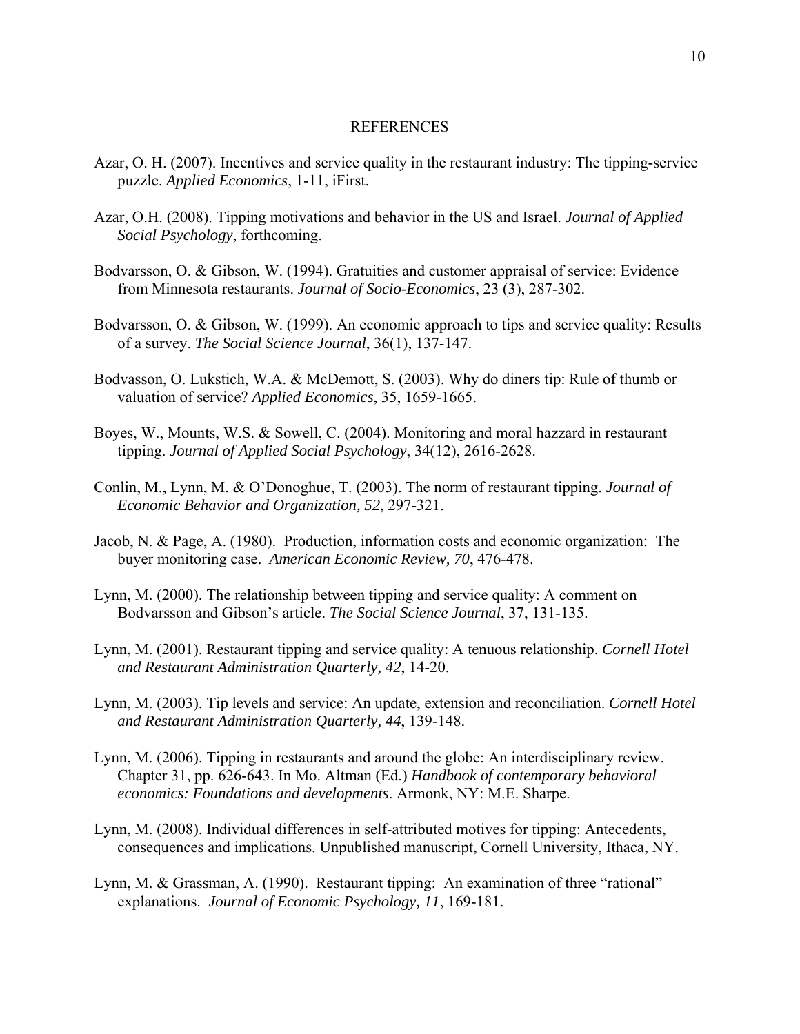# REFERENCES

Azar, O. H. (2007). Incentives and service quality in the restaurant industry: The tipping-service puzzle. *Applied Economics*, 1-11, iFirst.

Azar, O.H. (2008). Tipping motivations and behavior in the US and Israel. *Journal of Applied Social Psychology*, forthcoming.

Bodvarsson, O. & Gibson, W. (1994). Gratuities and customer appraisal of service: Evidence from Minnesota restaurants. *Journal of Socio-Economics*, 23 (3), 287-302.

Bodvarsson, O. & Gibson, W. (1999). An economic approach to tips and service quality: Results of a survey. *The Social Science Journal*, 36(1), 137-147.

Bodvasson, O. Lukstich, W.A. & McDemott, S. (2003). Why do diners tip: Rule of thumb or valuation of service? *Applied Economics*, 35, 1659-1665.

Boyes, W., Mounts, W.S. & Sowell, C. (2004). Monitoring and moral hazzard in restaurant tipping. *Journal of Applied Social Psychology*, 34(12), 2616-2628.

Conlin, M., Lynn, M. & O'Donoghue, T. (2003). The norm of restaurant tipping. *Journal of Economic Behavior and Organization, 52*, 297-321.

Jacob, N. & Page, A. (1980). Production, information costs and economic organization: The buyer monitoring case. *American Economic Review, 70*, 476-478.

Lynn, M. (2000). The relationship between tipping and service quality: A comment on Bodvarsson and Gibson's article. *The Social Science Journal*, 37, 131-135.

Lynn, M. (2001). Restaurant tipping and service quality: A tenuous relationship. *Cornell Hotel and Restaurant Administration Quarterly, 42*, 14-20.

Lynn, M. (2003). Tip levels and service: An update, extension and reconciliation. *Cornell Hotel and Restaurant Administration Quarterly, 44*, 139-148.

Lynn, M. (2006). Tipping in restaurants and around the globe: An interdisciplinary review. Chapter 31, pp. 626-643. In Mo. Altman (Ed.) *Handbook of contemporary behavioral economics: Foundations and developments*. Armonk, NY: M.E. Sharpe.

Lynn, M. (2008). Individual differences in self-attributed motives for tipping: Antecedents, consequences and implications. Unpublished manuscript, Cornell University, Ithaca, NY.

Lynn, M. & Grassman, A. (1990). Restaurant tipping: An examination of three "rational" explanations. *Journal of Economic Psychology, 11*, 169-181.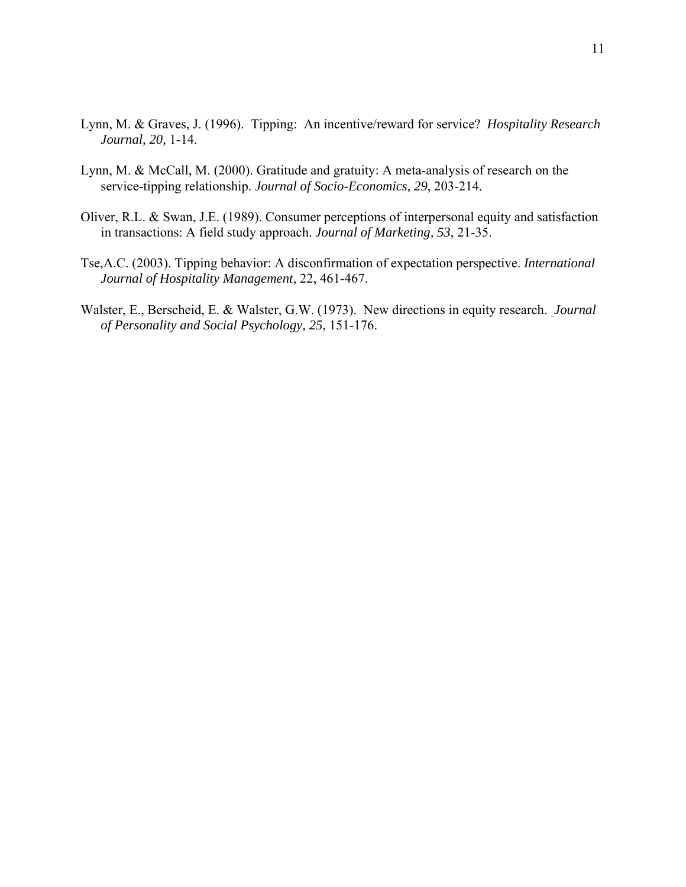Lynn, M. & Graves, J. (1996). Tipping: An incentive/reward for service? *Hospitality Research Journal, 20,* 1-14.

Lynn, M. & McCall, M. (2000). Gratitude and gratuity: A meta-analysis of research on the service-tipping relationship. *Journal of Socio-Economics, 29*, 203-214.

Oliver, R.L. & Swan, J.E. (1989). Consumer perceptions of interpersonal equity and satisfaction in transactions: A field study approach. *Journal of Marketing, 53*, 21-35.

Tse,A.C. (2003). Tipping behavior: A disconfirmation of expectation perspective. *International Journal of Hospitality Management*, 22, 461-467.

Walster, E., Berscheid, E. & Walster, G.W. (1973). New directions in equity research. *Journal of Personality and Social Psychology, 25*, 151-176.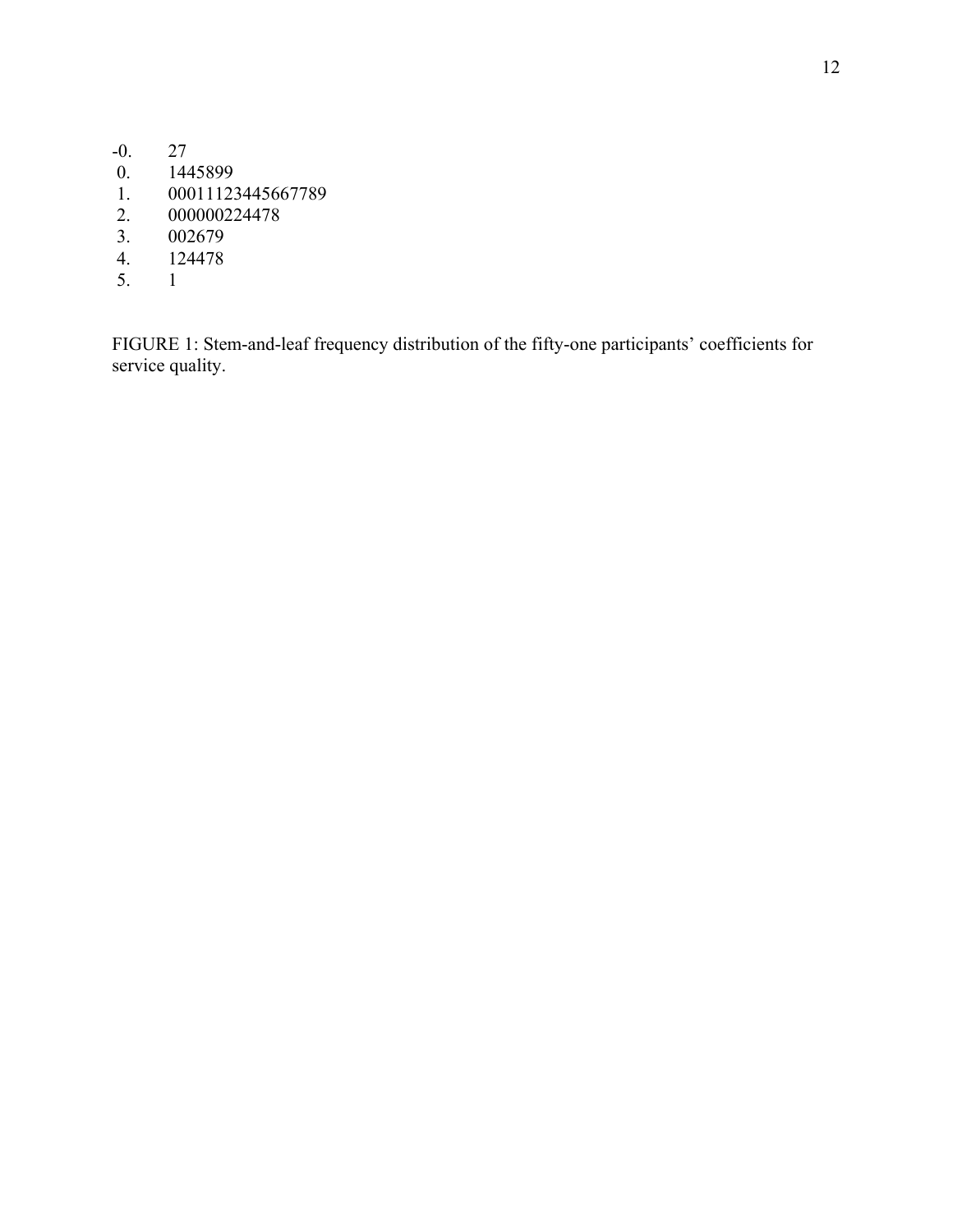```
-0.   27
 0.   1445899
 1.   00011123445667789
 2.   000000224478
 3.   002679
 4.   124478
 5.   1
```

FIGURE 1: Stem-and-leaf frequency distribution of the fifty-one participants' coefficients for service quality.